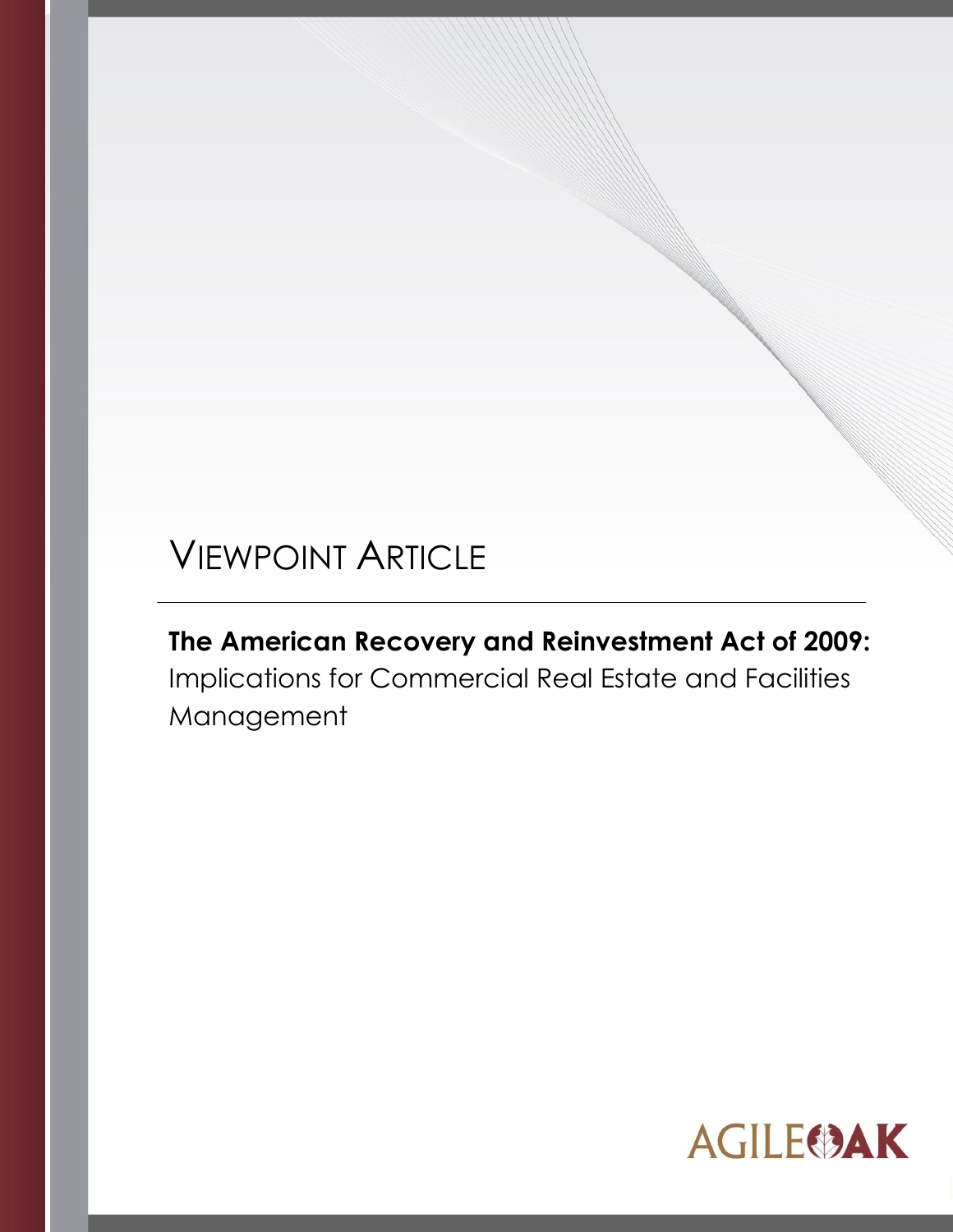# VIEWPOINT ARTICLE

**The American Recovery and Reinvestment Act of 2009:** Implications for Commercial Real Estate and Facilities Management

AGILEOAK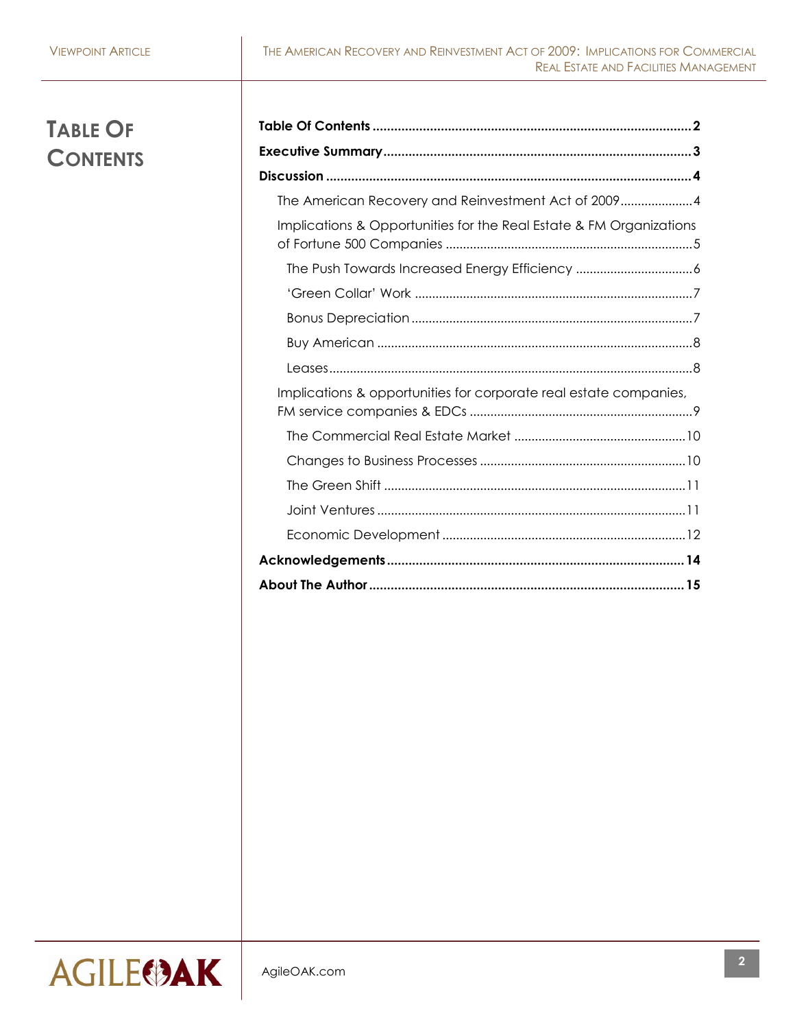# Table Of Contents

- **Table Of Contents** ........ **2**
- **Executive Summary** ........ **3**
- **Discussion** ........ **4**
  - The American Recovery and Reinvestment Act of 2009 ........ 4
  - Implications & Opportunities for the Real Estate & FM Organizations of Fortune 500 Companies ........ 5
    - The Push Towards Increased Energy Efficiency ........ 6
    - 'Green Collar' Work ........ 7
    - Bonus Depreciation ........ 7
    - Buy American ........ 8
    - Leases ........ 8
  - Implications & opportunities for corporate real estate companies, FM service companies & EDCs ........ 9
    - The Commercial Real Estate Market ........ 10
    - Changes to Business Processes ........ 10
    - The Green Shift ........ 11
    - Joint Ventures ........ 11
    - Economic Development ........ 12
- **Acknowledgements** ........ **14**
- **About The Author** ........ **15**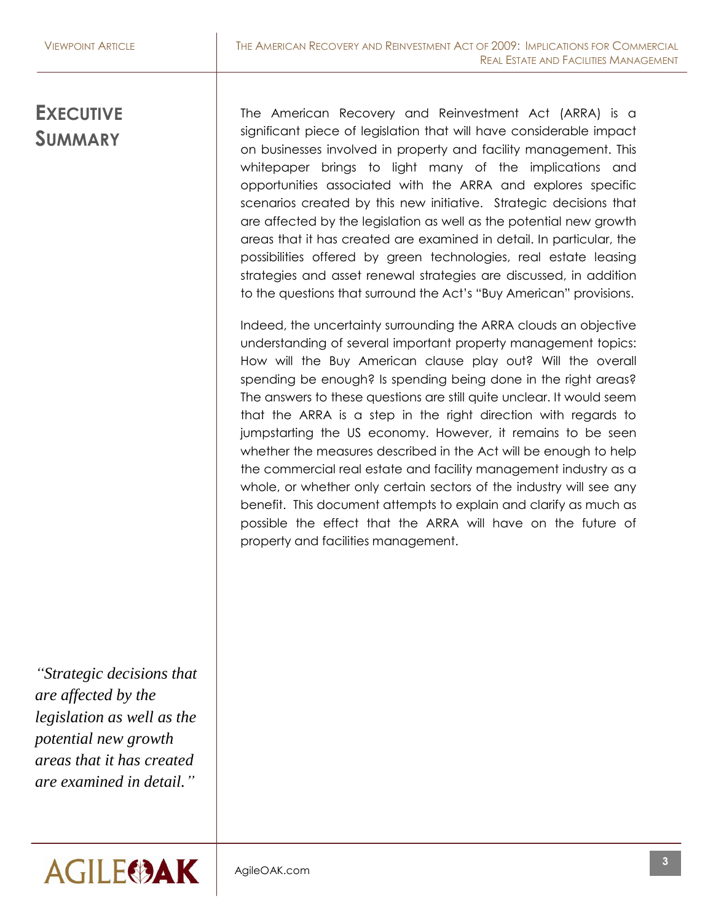# Executive Summary

The American Recovery and Reinvestment Act (ARRA) is a significant piece of legislation that will have considerable impact on businesses involved in property and facility management. This whitepaper brings to light many of the implications and opportunities associated with the ARRA and explores specific scenarios created by this new initiative. Strategic decisions that are affected by the legislation as well as the potential new growth areas that it has created are examined in detail. In particular, the possibilities offered by green technologies, real estate leasing strategies and asset renewal strategies are discussed, in addition to the questions that surround the Act's "Buy American" provisions.

Indeed, the uncertainty surrounding the ARRA clouds an objective understanding of several important property management topics: How will the Buy American clause play out? Will the overall spending be enough? Is spending being done in the right areas? The answers to these questions are still quite unclear. It would seem that the ARRA is a step in the right direction with regards to jumpstarting the US economy. However, it remains to be seen whether the measures described in the Act will be enough to help the commercial real estate and facility management industry as a whole, or whether only certain sectors of the industry will see any benefit. This document attempts to explain and clarify as much as possible the effect that the ARRA will have on the future of property and facilities management.

*"Strategic decisions that are affected by the legislation as well as the potential new growth areas that it has created are examined in detail."*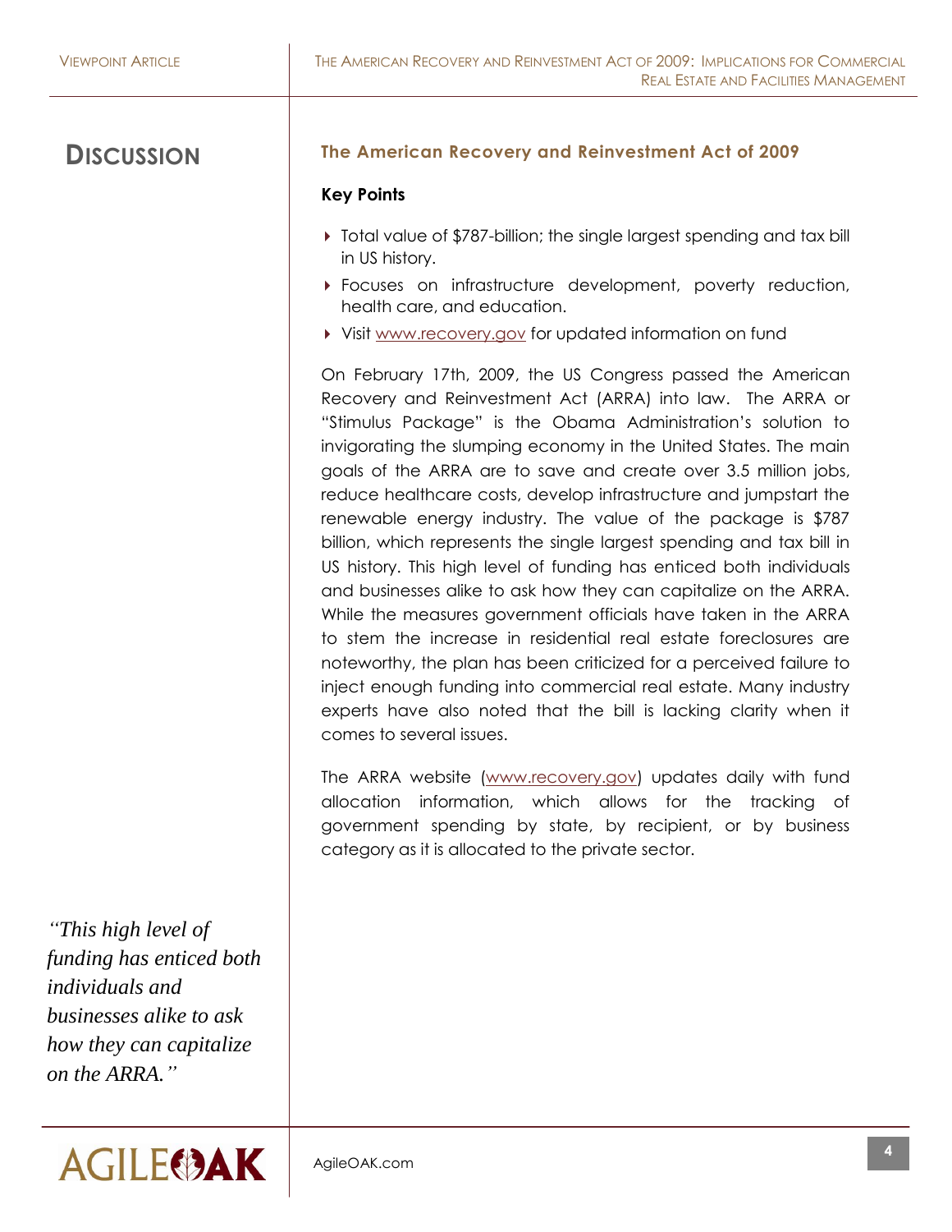# DISCUSSION

## The American Recovery and Reinvestment Act of 2009

### Key Points

- Total value of $787-billion; the single largest spending and tax bill in US history.
- Focuses on infrastructure development, poverty reduction, health care, and education.
- Visit www.recovery.gov for updated information on fund

On February 17th, 2009, the US Congress passed the American Recovery and Reinvestment Act (ARRA) into law. The ARRA or "Stimulus Package" is the Obama Administration's solution to invigorating the slumping economy in the United States. The main goals of the ARRA are to save and create over 3.5 million jobs, reduce healthcare costs, develop infrastructure and jumpstart the renewable energy industry. The value of the package is $787 billion, which represents the single largest spending and tax bill in US history. This high level of funding has enticed both individuals and businesses alike to ask how they can capitalize on the ARRA. While the measures government officials have taken in the ARRA to stem the increase in residential real estate foreclosures are noteworthy, the plan has been criticized for a perceived failure to inject enough funding into commercial real estate. Many industry experts have also noted that the bill is lacking clarity when it comes to several issues.

The ARRA website (www.recovery.gov) updates daily with fund allocation information, which allows for the tracking of government spending by state, by recipient, or by business category as it is allocated to the private sector.

*"This high level of funding has enticed both individuals and businesses alike to ask how they can capitalize on the ARRA."*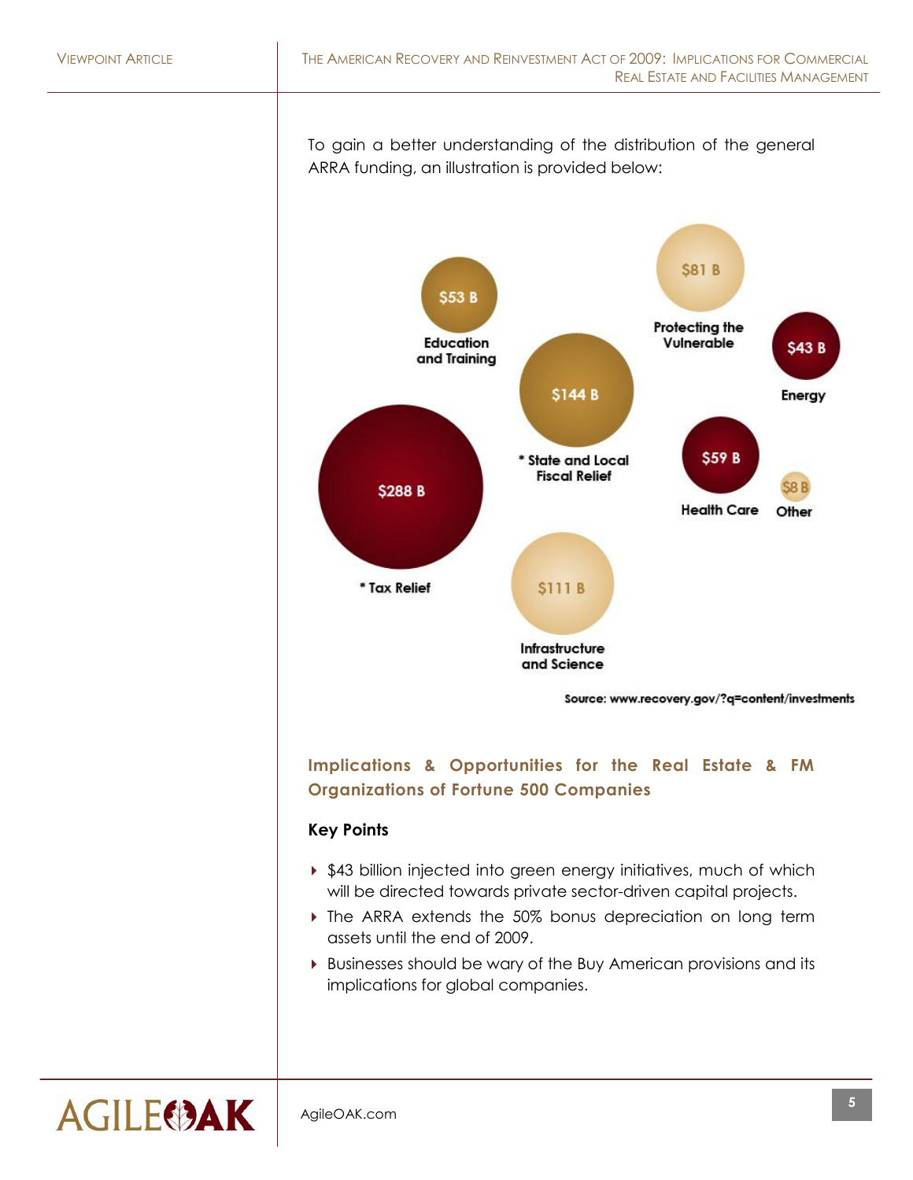To gain a better understanding of the distribution of the general ARRA funding, an illustration is provided below:

$53 B
Education and Training

$81 B
Protecting the Vulnerable

$43 B
Energy

$144 B
* State and Local Fiscal Relief

$59 B
Health Care

$8 B
Other

$288 B
* Tax Relief

$111 B
Infrastructure and Science

Source: www.recovery.gov/?q=content/investments

## Implications & Opportunities for the Real Estate & FM Organizations of Fortune 500 Companies

### Key Points

- $43 billion injected into green energy initiatives, much of which will be directed towards private sector-driven capital projects.
- The ARRA extends the 50% bonus depreciation on long term assets until the end of 2009.
- Businesses should be wary of the Buy American provisions and its implications for global companies.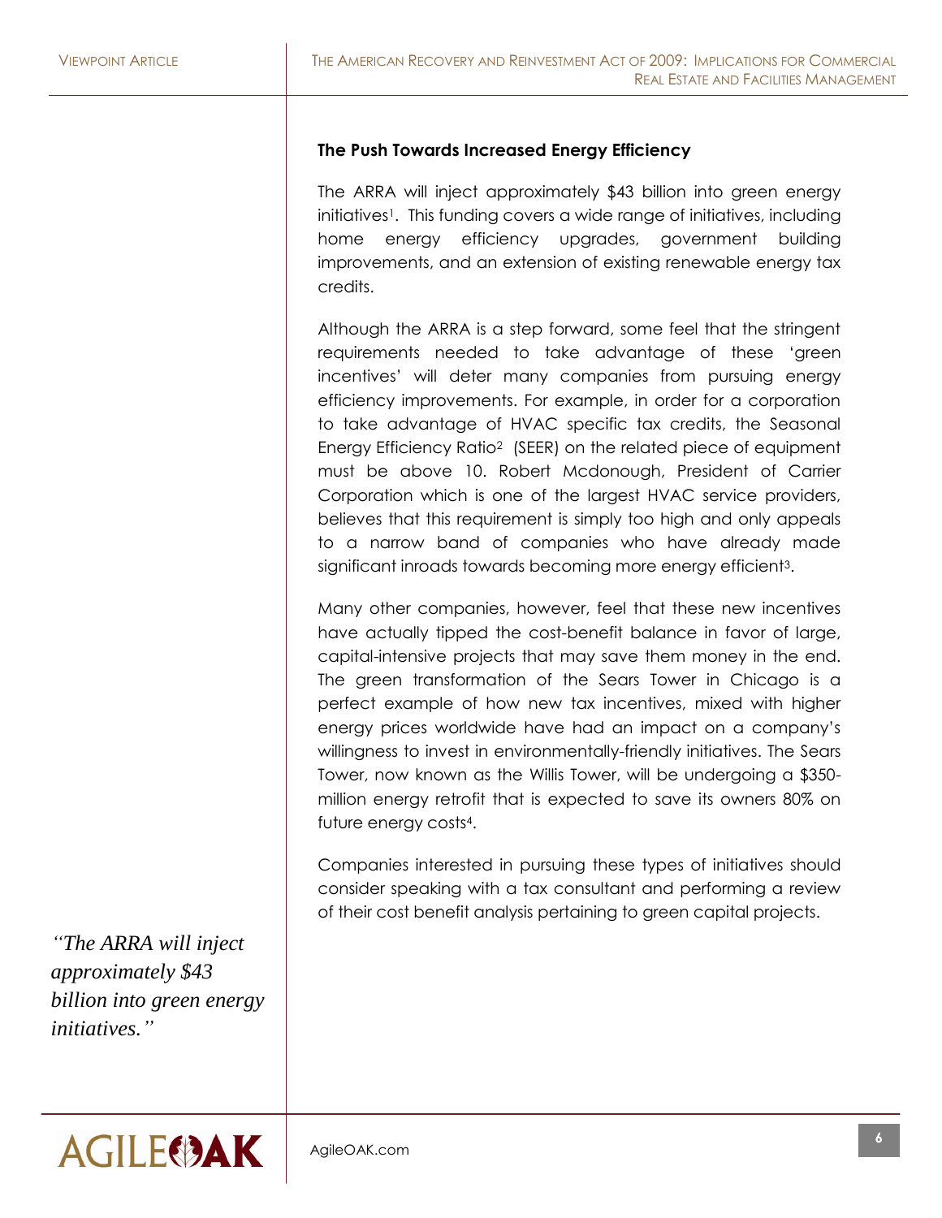### The Push Towards Increased Energy Efficiency

The ARRA will inject approximately $43 billion into green energy initiatives[1]. This funding covers a wide range of initiatives, including home energy efficiency upgrades, government building improvements, and an extension of existing renewable energy tax credits.

Although the ARRA is a step forward, some feel that the stringent requirements needed to take advantage of these 'green incentives' will deter many companies from pursuing energy efficiency improvements. For example, in order for a corporation to take advantage of HVAC specific tax credits, the Seasonal Energy Efficiency Ratio[2] (SEER) on the related piece of equipment must be above 10. Robert Mcdonough, President of Carrier Corporation which is one of the largest HVAC service providers, believes that this requirement is simply too high and only appeals to a narrow band of companies who have already made significant inroads towards becoming more energy efficient[3].

Many other companies, however, feel that these new incentives have actually tipped the cost-benefit balance in favor of large, capital-intensive projects that may save them money in the end. The green transformation of the Sears Tower in Chicago is a perfect example of how new tax incentives, mixed with higher energy prices worldwide have had an impact on a company's willingness to invest in environmentally-friendly initiatives. The Sears Tower, now known as the Willis Tower, will be undergoing a $350-million energy retrofit that is expected to save its owners 80% on future energy costs[4].

Companies interested in pursuing these types of initiatives should consider speaking with a tax consultant and performing a review of their cost benefit analysis pertaining to green capital projects.

*"The ARRA will inject approximately $43 billion into green energy initiatives."*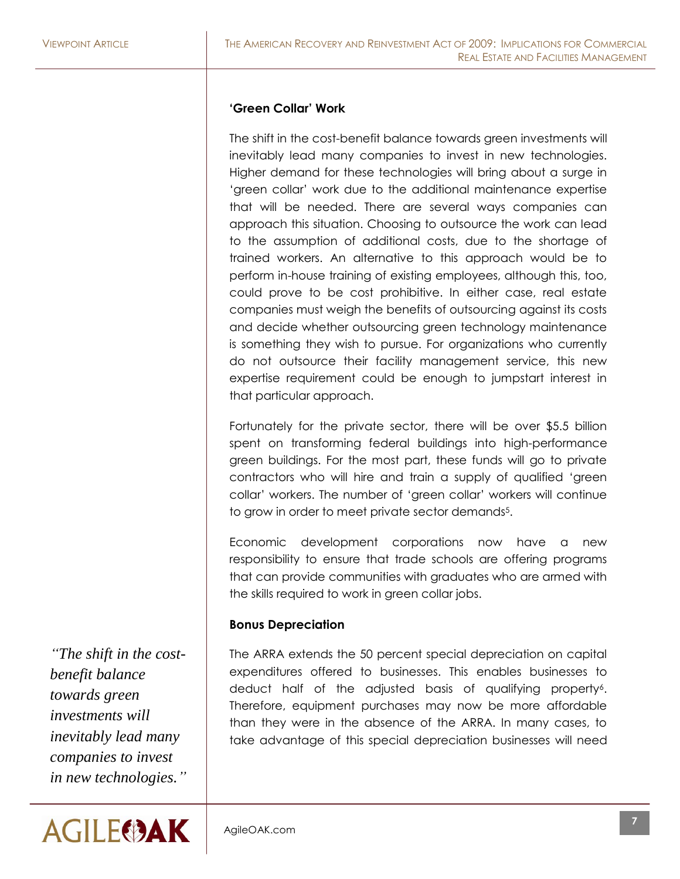### 'Green Collar' Work

The shift in the cost-benefit balance towards green investments will inevitably lead many companies to invest in new technologies. Higher demand for these technologies will bring about a surge in 'green collar' work due to the additional maintenance expertise that will be needed. There are several ways companies can approach this situation. Choosing to outsource the work can lead to the assumption of additional costs, due to the shortage of trained workers. An alternative to this approach would be to perform in-house training of existing employees, although this, too, could prove to be cost prohibitive. In either case, real estate companies must weigh the benefits of outsourcing against its costs and decide whether outsourcing green technology maintenance is something they wish to pursue. For organizations who currently do not outsource their facility management service, this new expertise requirement could be enough to jumpstart interest in that particular approach.

Fortunately for the private sector, there will be over $5.5 billion spent on transforming federal buildings into high-performance green buildings. For the most part, these funds will go to private contractors who will hire and train a supply of qualified 'green collar' workers. The number of 'green collar' workers will continue to grow in order to meet private sector demands[5].

Economic development corporations now have a new responsibility to ensure that trade schools are offering programs that can provide communities with graduates who are armed with the skills required to work in green collar jobs.

*"The shift in the cost-benefit balance towards green investments will inevitably lead many companies to invest in new technologies."*

### Bonus Depreciation

The ARRA extends the 50 percent special depreciation on capital expenditures offered to businesses. This enables businesses to deduct half of the adjusted basis of qualifying property[6]. Therefore, equipment purchases may now be more affordable than they were in the absence of the ARRA. In many cases, to take advantage of this special depreciation businesses will need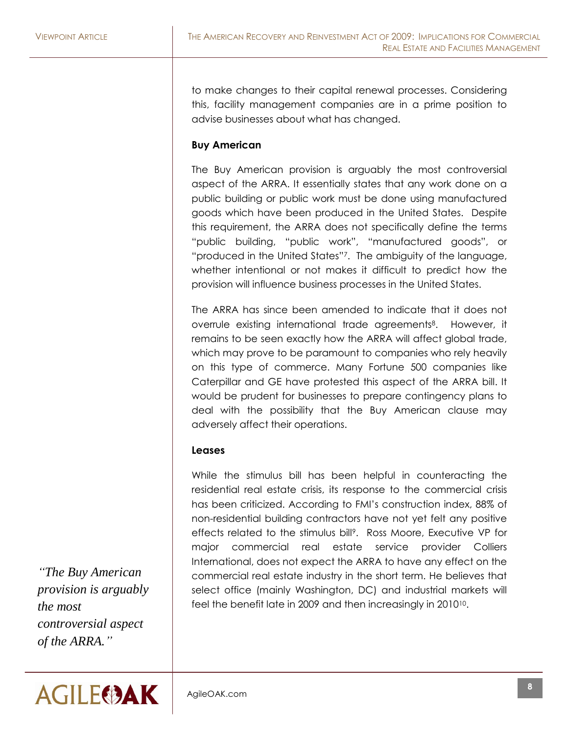to make changes to their capital renewal processes. Considering this, facility management companies are in a prime position to advise businesses about what has changed.

**Buy American**

The Buy American provision is arguably the most controversial aspect of the ARRA. It essentially states that any work done on a public building or public work must be done using manufactured goods which have been produced in the United States. Despite this requirement, the ARRA does not specifically define the terms "public building, "public work", "manufactured goods", or "produced in the United States"[7]. The ambiguity of the language, whether intentional or not makes it difficult to predict how the provision will influence business processes in the United States.

The ARRA has since been amended to indicate that it does not overrule existing international trade agreements[8]. However, it remains to be seen exactly how the ARRA will affect global trade, which may prove to be paramount to companies who rely heavily on this type of commerce. Many Fortune 500 companies like Caterpillar and GE have protested this aspect of the ARRA bill. It would be prudent for businesses to prepare contingency plans to deal with the possibility that the Buy American clause may adversely affect their operations.

*"The Buy American provision is arguably the most controversial aspect of the ARRA."*

**Leases**

While the stimulus bill has been helpful in counteracting the residential real estate crisis, its response to the commercial crisis has been criticized. According to FMI's construction index, 88% of non-residential building contractors have not yet felt any positive effects related to the stimulus bill[9]. Ross Moore, Executive VP for major commercial real estate service provider Colliers International, does not expect the ARRA to have any effect on the commercial real estate industry in the short term. He believes that select office (mainly Washington, DC) and industrial markets will feel the benefit late in 2009 and then increasingly in 2010[10].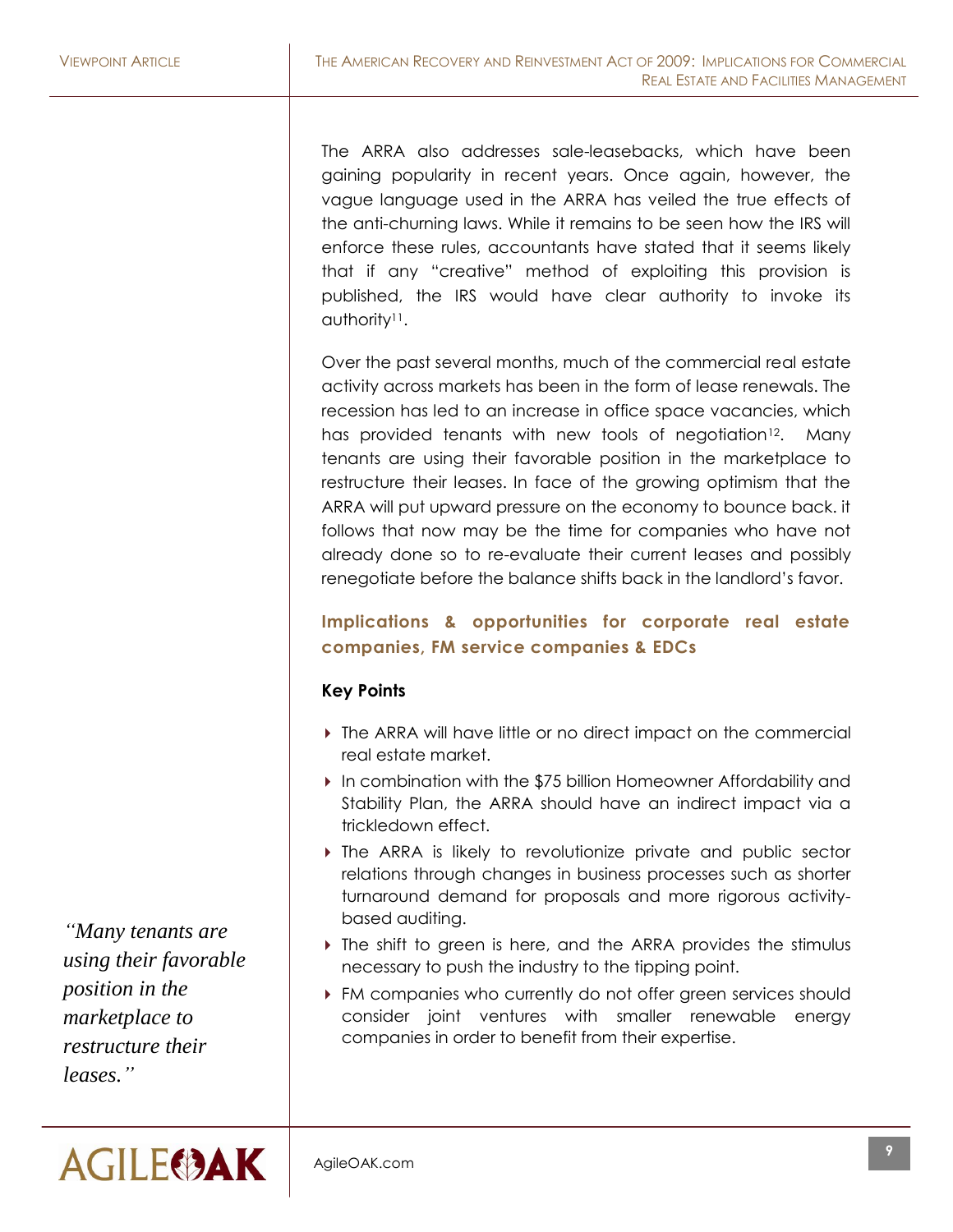The ARRA also addresses sale-leasebacks, which have been gaining popularity in recent years. Once again, however, the vague language used in the ARRA has veiled the true effects of the anti-churning laws. While it remains to be seen how the IRS will enforce these rules, accountants have stated that it seems likely that if any "creative" method of exploiting this provision is published, the IRS would have clear authority to invoke its authority[11].

Over the past several months, much of the commercial real estate activity across markets has been in the form of lease renewals. The recession has led to an increase in office space vacancies, which has provided tenants with new tools of negotiation[12]. Many tenants are using their favorable position in the marketplace to restructure their leases. In face of the growing optimism that the ARRA will put upward pressure on the economy to bounce back. it follows that now may be the time for companies who have not already done so to re-evaluate their current leases and possibly renegotiate before the balance shifts back in the landlord's favor.

*"Many tenants are using their favorable position in the marketplace to restructure their leases."*

## Implications & opportunities for corporate real estate companies, FM service companies & EDCs

### Key Points

- The ARRA will have little or no direct impact on the commercial real estate market.
- In combination with the $75 billion Homeowner Affordability and Stability Plan, the ARRA should have an indirect impact via a trickledown effect.
- The ARRA is likely to revolutionize private and public sector relations through changes in business processes such as shorter turnaround demand for proposals and more rigorous activity-based auditing.
- The shift to green is here, and the ARRA provides the stimulus necessary to push the industry to the tipping point.
- FM companies who currently do not offer green services should consider joint ventures with smaller renewable energy companies in order to benefit from their expertise.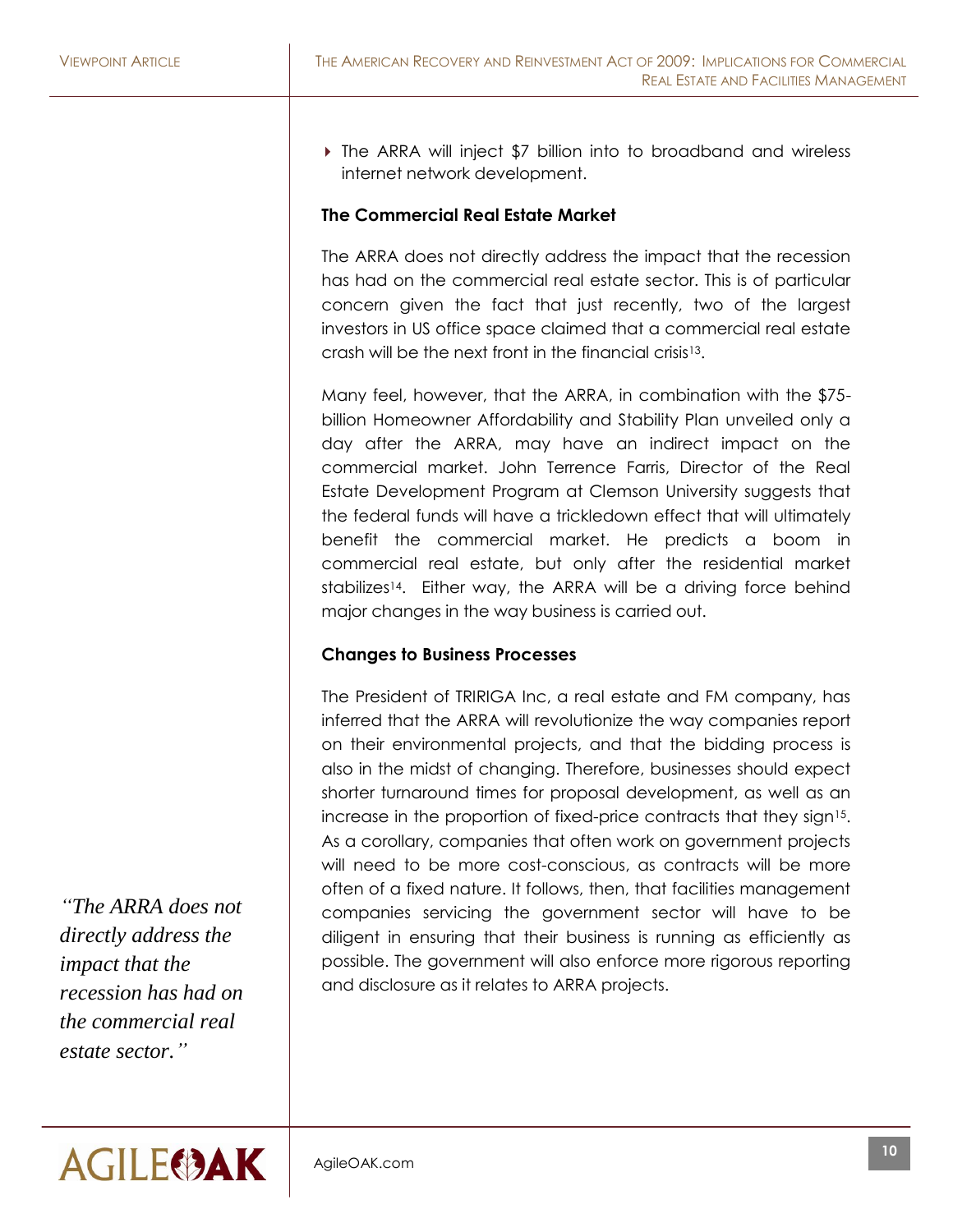- The ARRA will inject $7 billion into to broadband and wireless internet network development.

### The Commercial Real Estate Market

The ARRA does not directly address the impact that the recession has had on the commercial real estate sector. This is of particular concern given the fact that just recently, two of the largest investors in US office space claimed that a commercial real estate crash will be the next front in the financial crisis[13].

Many feel, however, that the ARRA, in combination with the $75-billion Homeowner Affordability and Stability Plan unveiled only a day after the ARRA, may have an indirect impact on the commercial market. John Terrence Farris, Director of the Real Estate Development Program at Clemson University suggests that the federal funds will have a trickledown effect that will ultimately benefit the commercial market. He predicts a boom in commercial real estate, but only after the residential market stabilizes[14]. Either way, the ARRA will be a driving force behind major changes in the way business is carried out.

### Changes to Business Processes

The President of TRIRIGA Inc, a real estate and FM company, has inferred that the ARRA will revolutionize the way companies report on their environmental projects, and that the bidding process is also in the midst of changing. Therefore, businesses should expect shorter turnaround times for proposal development, as well as an increase in the proportion of fixed-price contracts that they sign[15]. As a corollary, companies that often work on government projects will need to be more cost-conscious, as contracts will be more often of a fixed nature. It follows, then, that facilities management companies servicing the government sector will have to be diligent in ensuring that their business is running as efficiently as possible. The government will also enforce more rigorous reporting and disclosure as it relates to ARRA projects.

*"The ARRA does not directly address the impact that the recession has had on the commercial real estate sector."*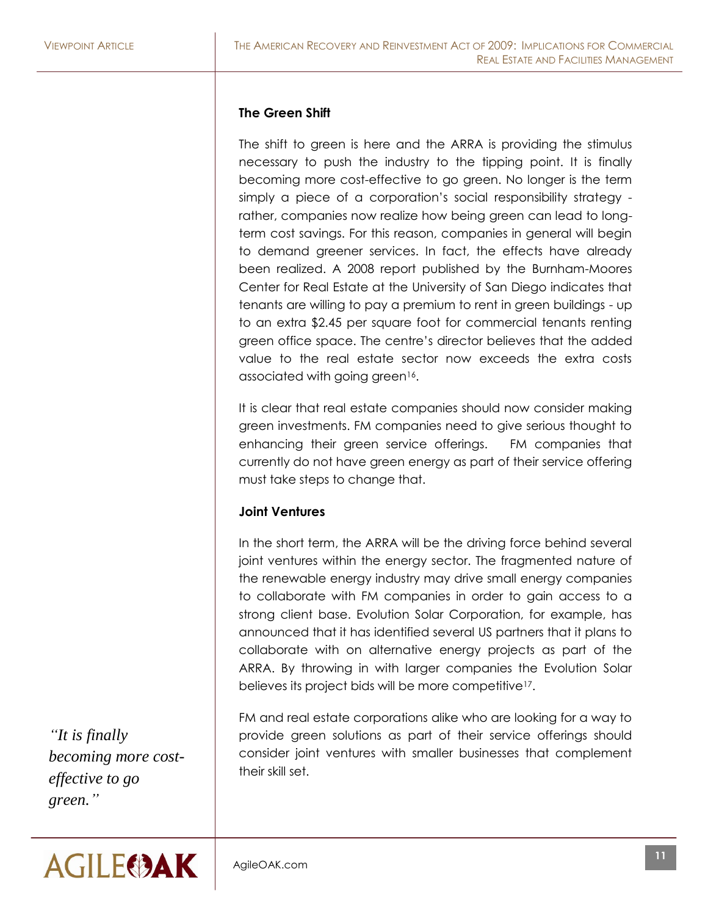**The Green Shift**

The shift to green is here and the ARRA is providing the stimulus necessary to push the industry to the tipping point. It is finally becoming more cost-effective to go green. No longer is the term simply a piece of a corporation's social responsibility strategy - rather, companies now realize how being green can lead to long-term cost savings. For this reason, companies in general will begin to demand greener services. In fact, the effects have already been realized. A 2008 report published by the Burnham-Moores Center for Real Estate at the University of San Diego indicates that tenants are willing to pay a premium to rent in green buildings - up to an extra $2.45 per square foot for commercial tenants renting green office space. The centre's director believes that the added value to the real estate sector now exceeds the extra costs associated with going green[16].

It is clear that real estate companies should now consider making green investments. FM companies need to give serious thought to enhancing their green service offerings. FM companies that currently do not have green energy as part of their service offering must take steps to change that.

**Joint Ventures**

In the short term, the ARRA will be the driving force behind several joint ventures within the energy sector. The fragmented nature of the renewable energy industry may drive small energy companies to collaborate with FM companies in order to gain access to a strong client base. Evolution Solar Corporation, for example, has announced that it has identified several US partners that it plans to collaborate with on alternative energy projects as part of the ARRA. By throwing in with larger companies the Evolution Solar believes its project bids will be more competitive[17].

FM and real estate corporations alike who are looking for a way to provide green solutions as part of their service offerings should consider joint ventures with smaller businesses that complement their skill set.

*"It is finally becoming more cost-effective to go green."*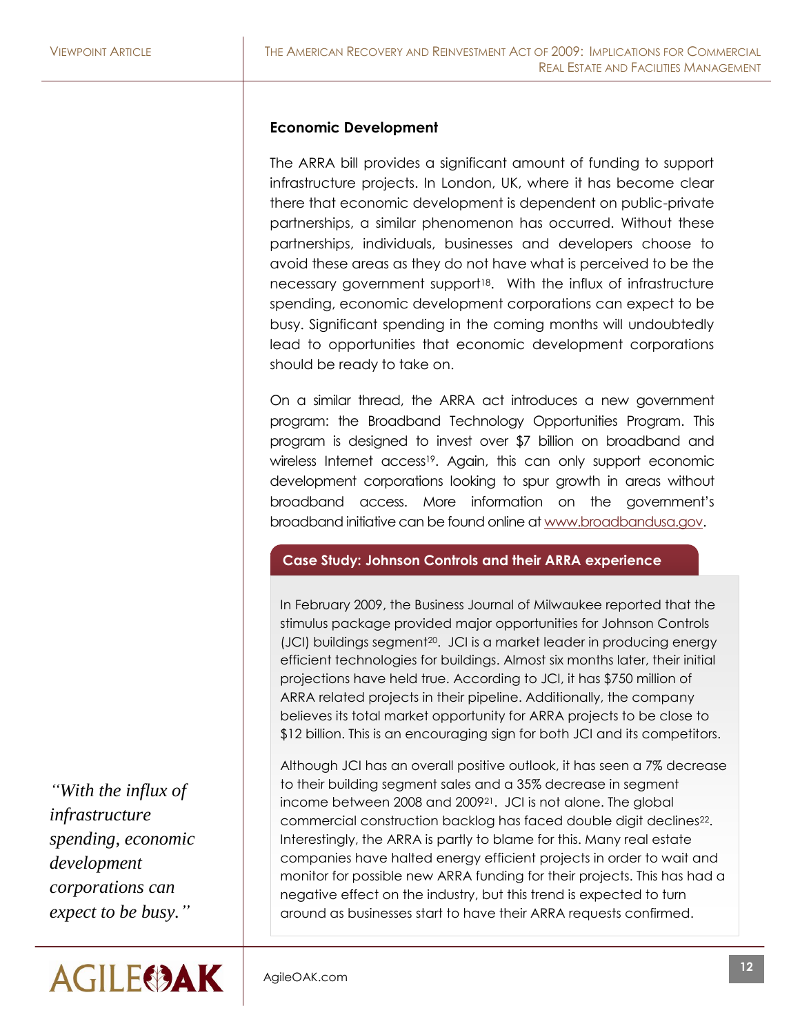### Economic Development

The ARRA bill provides a significant amount of funding to support infrastructure projects. In London, UK, where it has become clear there that economic development is dependent on public-private partnerships, a similar phenomenon has occurred. Without these partnerships, individuals, businesses and developers choose to avoid these areas as they do not have what is perceived to be the necessary government support[18]. With the influx of infrastructure spending, economic development corporations can expect to be busy. Significant spending in the coming months will undoubtedly lead to opportunities that economic development corporations should be ready to take on.

On a similar thread, the ARRA act introduces a new government program: the Broadband Technology Opportunities Program. This program is designed to invest over $7 billion on broadband and wireless Internet access[19]. Again, this can only support economic development corporations looking to spur growth in areas without broadband access. More information on the government's broadband initiative can be found online at www.broadbandusa.gov.

*"With the influx of infrastructure spending, economic development corporations can expect to be busy."*

#### Case Study: Johnson Controls and their ARRA experience

In February 2009, the Business Journal of Milwaukee reported that the stimulus package provided major opportunities for Johnson Controls (JCI) buildings segment[20]. JCI is a market leader in producing energy efficient technologies for buildings. Almost six months later, their initial projections have held true. According to JCI, it has $750 million of ARRA related projects in their pipeline. Additionally, the company believes its total market opportunity for ARRA projects to be close to $12 billion. This is an encouraging sign for both JCI and its competitors.

Although JCI has an overall positive outlook, it has seen a 7% decrease to their building segment sales and a 35% decrease in segment income between 2008 and 2009[21]. JCI is not alone. The global commercial construction backlog has faced double digit declines[22]. Interestingly, the ARRA is partly to blame for this. Many real estate companies have halted energy efficient projects in order to wait and monitor for possible new ARRA funding for their projects. This has had a negative effect on the industry, but this trend is expected to turn around as businesses start to have their ARRA requests confirmed.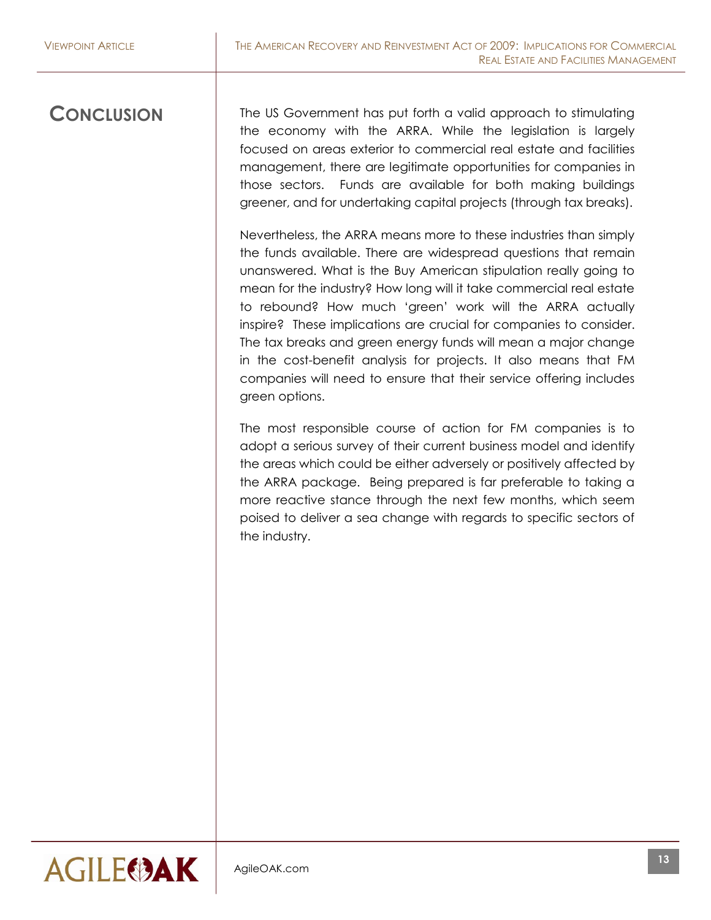## Conclusion

The US Government has put forth a valid approach to stimulating the economy with the ARRA. While the legislation is largely focused on areas exterior to commercial real estate and facilities management, there are legitimate opportunities for companies in those sectors. Funds are available for both making buildings greener, and for undertaking capital projects (through tax breaks).

Nevertheless, the ARRA means more to these industries than simply the funds available. There are widespread questions that remain unanswered. What is the Buy American stipulation really going to mean for the industry? How long will it take commercial real estate to rebound? How much 'green' work will the ARRA actually inspire? These implications are crucial for companies to consider. The tax breaks and green energy funds will mean a major change in the cost-benefit analysis for projects. It also means that FM companies will need to ensure that their service offering includes green options.

The most responsible course of action for FM companies is to adopt a serious survey of their current business model and identify the areas which could be either adversely or positively affected by the ARRA package. Being prepared is far preferable to taking a more reactive stance through the next few months, which seem poised to deliver a sea change with regards to specific sectors of the industry.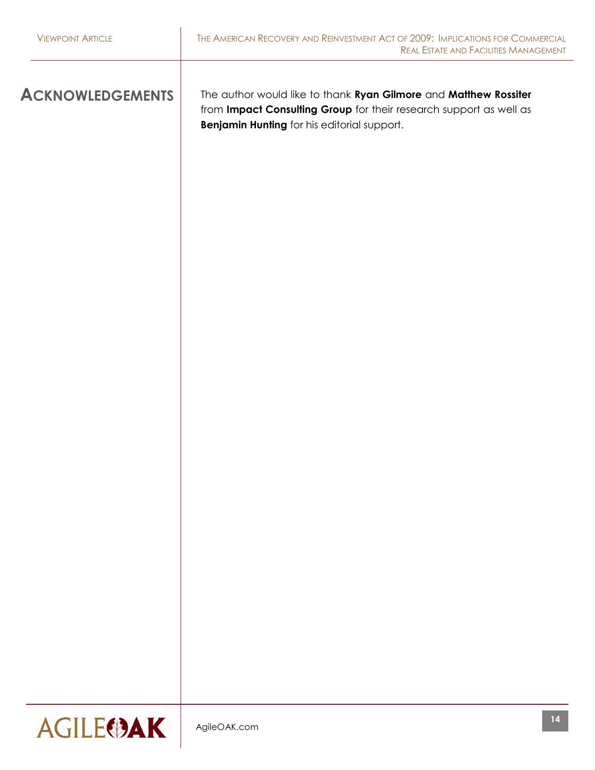## ACKNOWLEDGEMENTS

The author would like to thank **Ryan Gilmore** and **Matthew Rossiter** from **Impact Consulting Group** for their research support as well as **Benjamin Hunting** for his editorial support.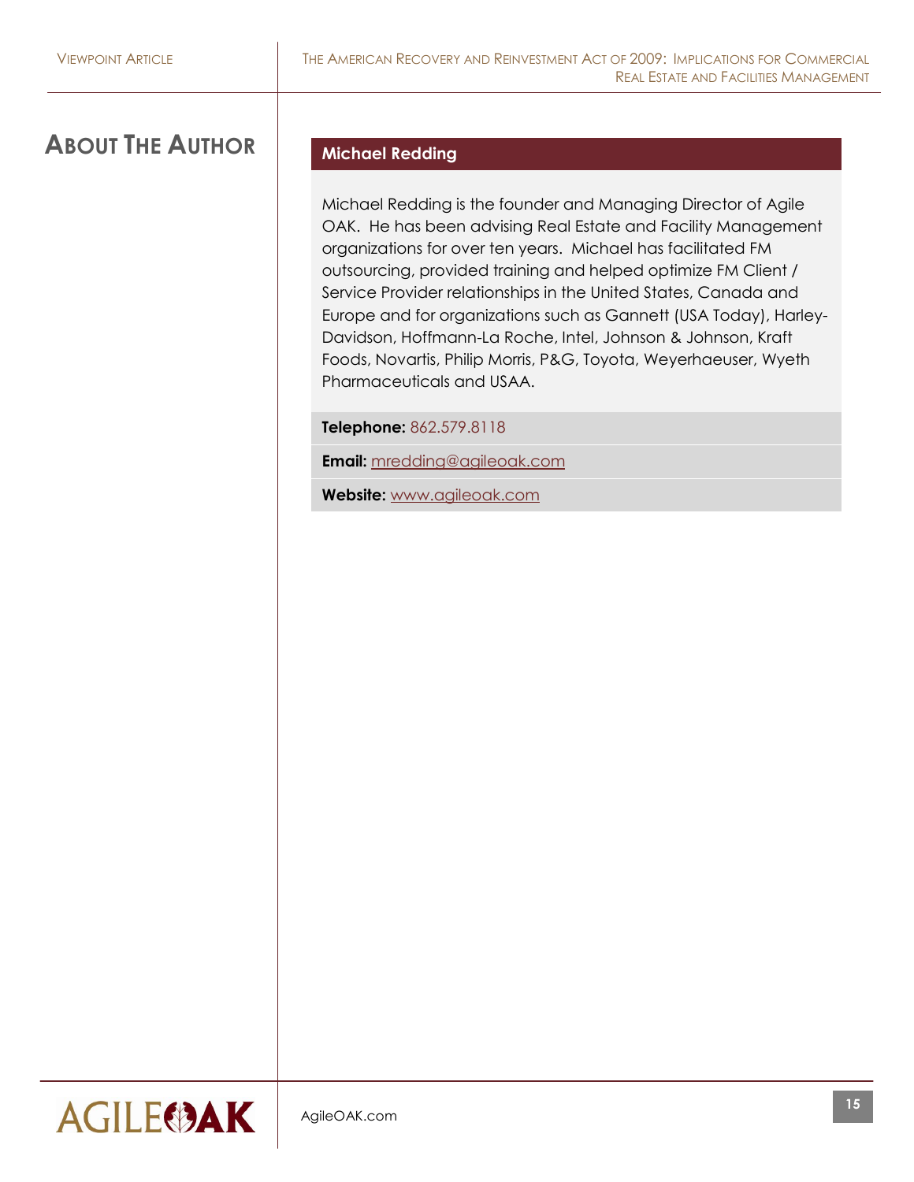# About The Author

## Michael Redding

Michael Redding is the founder and Managing Director of Agile OAK. He has been advising Real Estate and Facility Management organizations for over ten years. Michael has facilitated FM outsourcing, provided training and helped optimize FM Client / Service Provider relationships in the United States, Canada and Europe and for organizations such as Gannett (USA Today), Harley-Davidson, Hoffmann-La Roche, Intel, Johnson & Johnson, Kraft Foods, Novartis, Philip Morris, P&G, Toyota, Weyerhaeuser, Wyeth Pharmaceuticals and USAA.

**Telephone:** 862.579.8118

**Email:** mredding@agileoak.com

**Website:** www.agileoak.com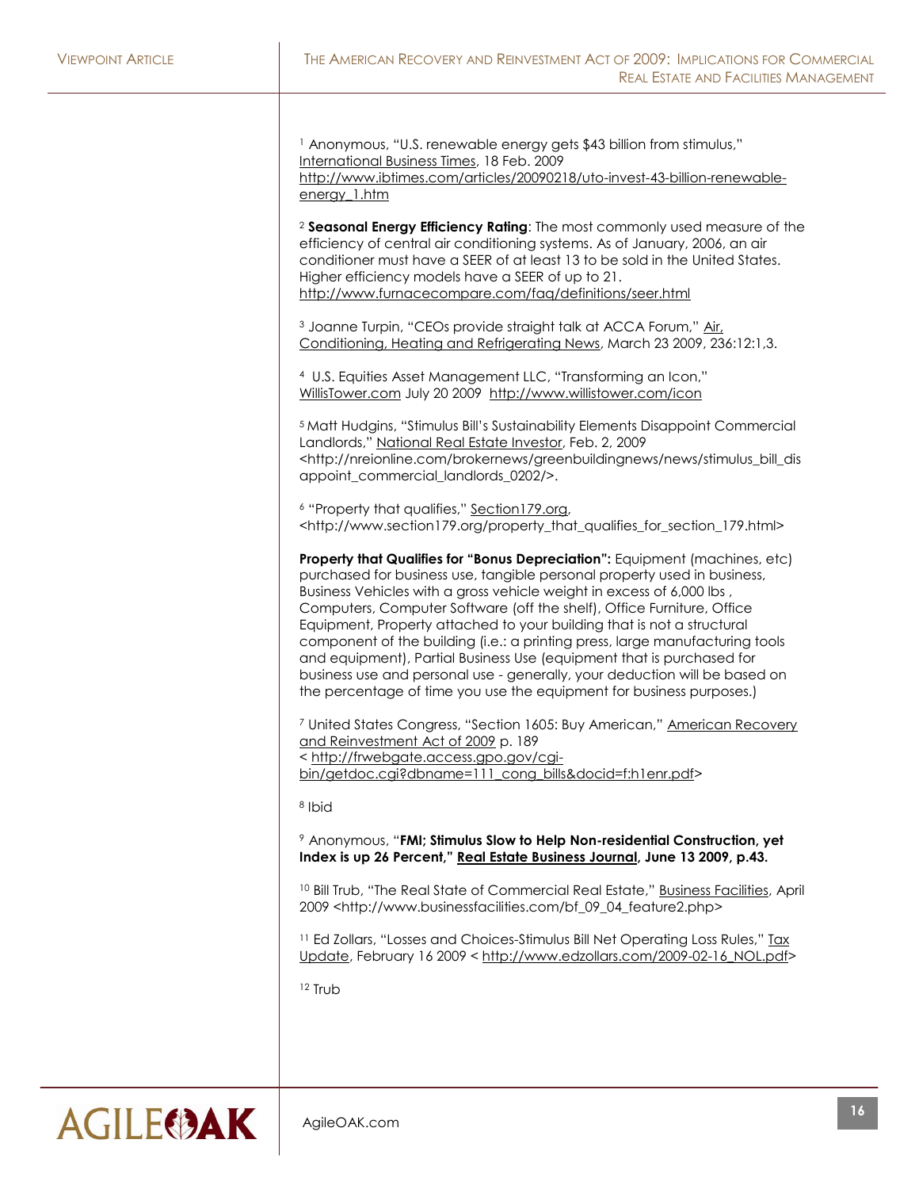[1] Anonymous, "U.S. renewable energy gets $43 billion from stimulus," International Business Times, 18 Feb. 2009 http://www.ibtimes.com/articles/20090218/uto-invest-43-billion-renewable-energy_1.htm

[2] **Seasonal Energy Efficiency Rating**: The most commonly used measure of the efficiency of central air conditioning systems. As of January, 2006, an air conditioner must have a SEER of at least 13 to be sold in the United States. Higher efficiency models have a SEER of up to 21. http://www.furnacecompare.com/faq/definitions/seer.html

[3] Joanne Turpin, "CEOs provide straight talk at ACCA Forum," Air, Conditioning, Heating and Refrigerating News, March 23 2009, 236:12:1,3.

[4] U.S. Equities Asset Management LLC, "Transforming an Icon," WillisTower.com July 20 2009 http://www.willistower.com/icon

[5] Matt Hudgins, "Stimulus Bill's Sustainability Elements Disappoint Commercial Landlords," National Real Estate Investor, Feb. 2, 2009 <http://nreionline.com/brokernews/greenbuildingnews/news/stimulus_bill_disappoint_commercial_landlords_0202/>.

[6] "Property that qualifies," Section179.org, <http://www.section179.org/property_that_qualifies_for_section_179.html>

**Property that Qualifies for "Bonus Depreciation":** Equipment (machines, etc) purchased for business use, tangible personal property used in business, Business Vehicles with a gross vehicle weight in excess of 6,000 lbs , Computers, Computer Software (off the shelf), Office Furniture, Office Equipment, Property attached to your building that is not a structural component of the building (i.e.: a printing press, large manufacturing tools and equipment), Partial Business Use (equipment that is purchased for business use and personal use - generally, your deduction will be based on the percentage of time you use the equipment for business purposes.)

[7] United States Congress, "Section 1605: Buy American," American Recovery and Reinvestment Act of 2009 p. 189 < http://frwebgate.access.gpo.gov/cgi-bin/getdoc.cgi?dbname=111_cong_bills&docid=f:h1enr.pdf>

[8] Ibid

[9] Anonymous, "**FMI; Stimulus Slow to Help Non-residential Construction, yet Index is up 26 Percent," Real Estate Business Journal, June 13 2009, p.43.**

[10] Bill Trub, "The Real State of Commercial Real Estate," Business Facilities, April 2009 <http://www.businessfacilities.com/bf_09_04_feature2.php>

[11] Ed Zollars, "Losses and Choices-Stimulus Bill Net Operating Loss Rules," Tax Update, February 16 2009 < http://www.edzollars.com/2009-02-16_NOL.pdf>

[12] Trub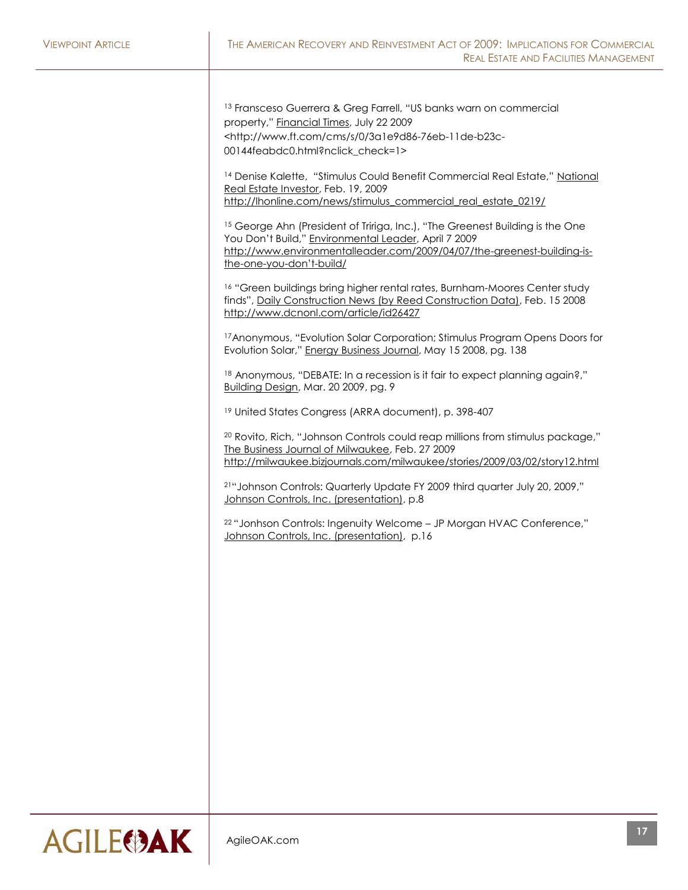[13] Fransceso Guerrera & Greg Farrell, "US banks warn on commercial property," Financial Times, July 22 2009 <http://www.ft.com/cms/s/0/3a1e9d86-76eb-11de-b23c-00144feabdc0.html?nclick_check=1>

[14] Denise Kalette, "Stimulus Could Benefit Commercial Real Estate," National Real Estate Investor, Feb. 19, 2009 http://lhonline.com/news/stimulus_commercial_real_estate_0219/

[15] George Ahn (President of Tririga, Inc.), "The Greenest Building is the One You Don't Build," Environmental Leader, April 7 2009 http://www.environmentalleader.com/2009/04/07/the-greenest-building-is-the-one-you-don't-build/

[16] "Green buildings bring higher rental rates, Burnham-Moores Center study finds", Daily Construction News (by Reed Construction Data), Feb. 15 2008 http://www.dcnonl.com/article/id26427

[17] Anonymous, "Evolution Solar Corporation; Stimulus Program Opens Doors for Evolution Solar," Energy Business Journal, May 15 2008, pg. 138

[18] Anonymous, "DEBATE: In a recession is it fair to expect planning again?," Building Design, Mar. 20 2009, pg. 9

[19] United States Congress (ARRA document), p. 398-407

[20] Rovito, Rich, "Johnson Controls could reap millions from stimulus package," The Business Journal of Milwaukee, Feb. 27 2009 http://milwaukee.bizjournals.com/milwaukee/stories/2009/03/02/story12.html

[21] "Johnson Controls: Quarterly Update FY 2009 third quarter July 20, 2009," Johnson Controls, Inc. (presentation), p.8

[22] "Jonhson Controls: Ingenuity Welcome – JP Morgan HVAC Conference," Johnson Controls, Inc. (presentation), p.16